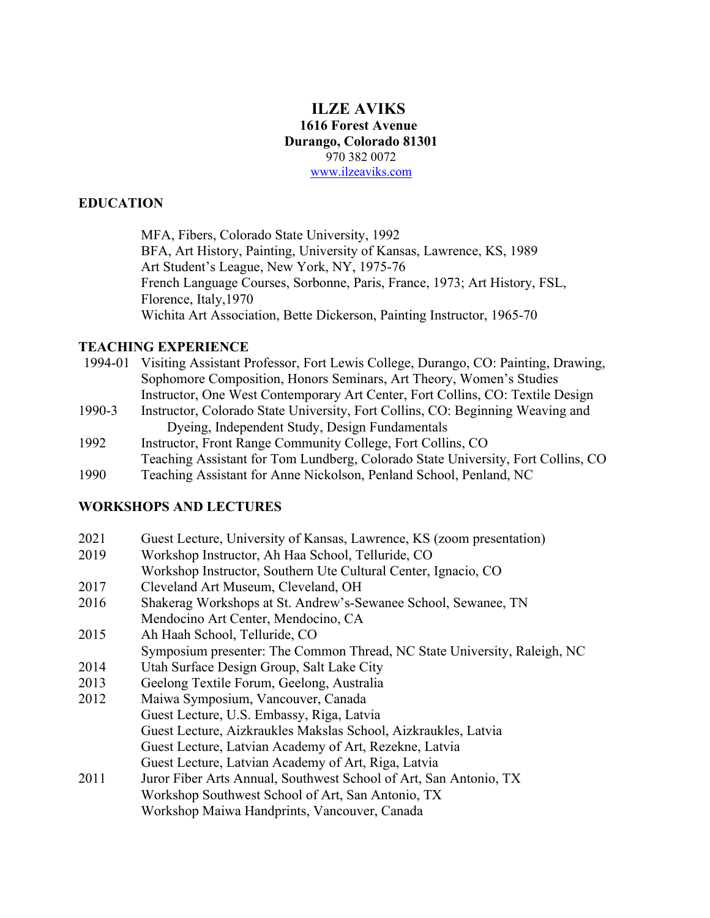# ILZE AVIKS

**1616 Forest Avenue**
**Durango, Colorado 81301**
970 382 0072
[www.ilzeaviks.com](http://www.ilzeaviks.com)

## EDUCATION

MFA, Fibers, Colorado State University, 1992
BFA, Art History, Painting, University of Kansas, Lawrence, KS, 1989
Art Student's League, New York, NY, 1975-76
French Language Courses, Sorbonne, Paris, France, 1973; Art History, FSL, Florence, Italy,1970
Wichita Art Association, Bette Dickerson, Painting Instructor, 1965-70

## TEACHING EXPERIENCE

1994-01 Visiting Assistant Professor, Fort Lewis College, Durango, CO: Painting, Drawing, Sophomore Composition, Honors Seminars, Art Theory, Women's Studies
Instructor, One West Contemporary Art Center, Fort Collins, CO: Textile Design

1990-3 Instructor, Colorado State University, Fort Collins, CO: Beginning Weaving and Dyeing, Independent Study, Design Fundamentals

1992 Instructor, Front Range Community College, Fort Collins, CO
Teaching Assistant for Tom Lundberg, Colorado State University, Fort Collins, CO

1990 Teaching Assistant for Anne Nickolson, Penland School, Penland, NC

## WORKSHOPS AND LECTURES

2021 Guest Lecture, University of Kansas, Lawrence, KS (zoom presentation)

2019 Workshop Instructor, Ah Haa School, Telluride, CO
Workshop Instructor, Southern Ute Cultural Center, Ignacio, CO

2017 Cleveland Art Museum, Cleveland, OH

2016 Shakerag Workshops at St. Andrew's-Sewanee School, Sewanee, TN
Mendocino Art Center, Mendocino, CA

2015 Ah Haah School, Telluride, CO
Symposium presenter: The Common Thread, NC State University, Raleigh, NC

2014 Utah Surface Design Group, Salt Lake City

2013 Geelong Textile Forum, Geelong, Australia

2012 Maiwa Symposium, Vancouver, Canada
Guest Lecture, U.S. Embassy, Riga, Latvia
Guest Lecture, Aizkraukles Makslas School, Aizkraukles, Latvia
Guest Lecture, Latvian Academy of Art, Rezekne, Latvia
Guest Lecture, Latvian Academy of Art, Riga, Latvia

2011 Juror Fiber Arts Annual, Southwest School of Art, San Antonio, TX
Workshop Southwest School of Art, San Antonio, TX
Workshop Maiwa Handprints, Vancouver, Canada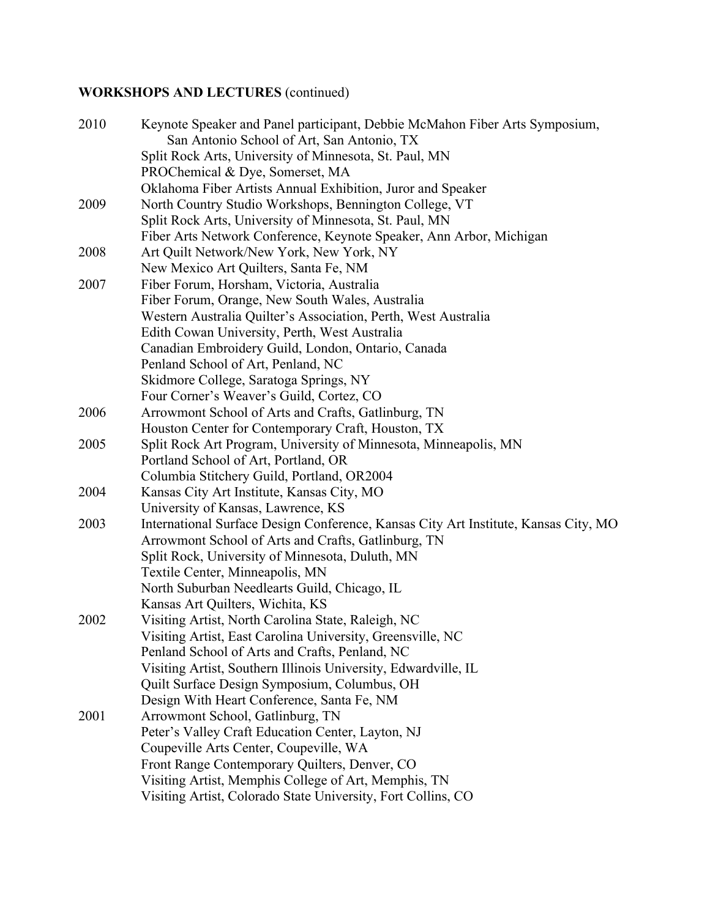**WORKSHOPS AND LECTURES** (continued)

2010 Keynote Speaker and Panel participant, Debbie McMahon Fiber Arts Symposium, San Antonio School of Art, San Antonio, TX
Split Rock Arts, University of Minnesota, St. Paul, MN
PROChemical & Dye, Somerset, MA
Oklahoma Fiber Artists Annual Exhibition, Juror and Speaker

2009 North Country Studio Workshops, Bennington College, VT
Split Rock Arts, University of Minnesota, St. Paul, MN
Fiber Arts Network Conference, Keynote Speaker, Ann Arbor, Michigan

2008 Art Quilt Network/New York, New York, NY
New Mexico Art Quilters, Santa Fe, NM

2007 Fiber Forum, Horsham, Victoria, Australia
Fiber Forum, Orange, New South Wales, Australia
Western Australia Quilter's Association, Perth, West Australia
Edith Cowan University, Perth, West Australia
Canadian Embroidery Guild, London, Ontario, Canada
Penland School of Art, Penland, NC
Skidmore College, Saratoga Springs, NY
Four Corner's Weaver's Guild, Cortez, CO

2006 Arrowmont School of Arts and Crafts, Gatlinburg, TN
Houston Center for Contemporary Craft, Houston, TX

2005 Split Rock Art Program, University of Minnesota, Minneapolis, MN
Portland School of Art, Portland, OR
Columbia Stitchery Guild, Portland, OR2004

2004 Kansas City Art Institute, Kansas City, MO
University of Kansas, Lawrence, KS

2003 International Surface Design Conference, Kansas City Art Institute, Kansas City, MO
Arrowmont School of Arts and Crafts, Gatlinburg, TN
Split Rock, University of Minnesota, Duluth, MN
Textile Center, Minneapolis, MN
North Suburban Needlearts Guild, Chicago, IL
Kansas Art Quilters, Wichita, KS

2002 Visiting Artist, North Carolina State, Raleigh, NC
Visiting Artist, East Carolina University, Greensville, NC
Penland School of Arts and Crafts, Penland, NC
Visiting Artist, Southern Illinois University, Edwardville, IL
Quilt Surface Design Symposium, Columbus, OH
Design With Heart Conference, Santa Fe, NM

2001 Arrowmont School, Gatlinburg, TN
Peter's Valley Craft Education Center, Layton, NJ
Coupeville Arts Center, Coupeville, WA
Front Range Contemporary Quilters, Denver, CO
Visiting Artist, Memphis College of Art, Memphis, TN
Visiting Artist, Colorado State University, Fort Collins, CO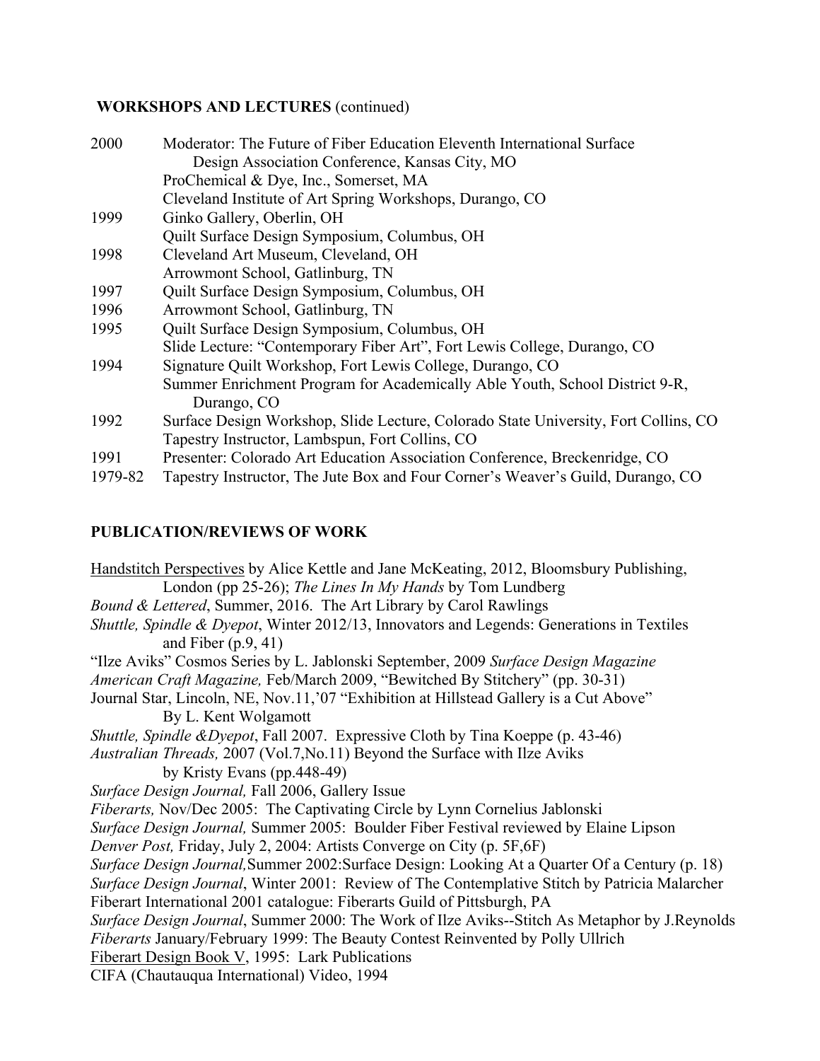**WORKSHOPS AND LECTURES** (continued)

| | |
|---|---|
| 2000 | Moderator: The Future of Fiber Education Eleventh International Surface Design Association Conference, Kansas City, MO |
| | ProChemical & Dye, Inc., Somerset, MA |
| | Cleveland Institute of Art Spring Workshops, Durango, CO |
| 1999 | Ginko Gallery, Oberlin, OH |
| | Quilt Surface Design Symposium, Columbus, OH |
| 1998 | Cleveland Art Museum, Cleveland, OH |
| | Arrowmont School, Gatlinburg, TN |
| 1997 | Quilt Surface Design Symposium, Columbus, OH |
| 1996 | Arrowmont School, Gatlinburg, TN |
| 1995 | Quilt Surface Design Symposium, Columbus, OH |
| | Slide Lecture: "Contemporary Fiber Art", Fort Lewis College, Durango, CO |
| 1994 | Signature Quilt Workshop, Fort Lewis College, Durango, CO |
| | Summer Enrichment Program for Academically Able Youth, School District 9-R, Durango, CO |
| 1992 | Surface Design Workshop, Slide Lecture, Colorado State University, Fort Collins, CO |
| | Tapestry Instructor, Lambspun, Fort Collins, CO |
| 1991 | Presenter: Colorado Art Education Association Conference, Breckenridge, CO |
| 1979-82 | Tapestry Instructor, The Jute Box and Four Corner's Weaver's Guild, Durango, CO |

**PUBLICATION/REVIEWS OF WORK**

Handstitch Perspectives by Alice Kettle and Jane McKeating, 2012, Bloomsbury Publishing, London (pp 25-26); *The Lines In My Hands* by Tom Lundberg

*Bound & Lettered*, Summer, 2016. The Art Library by Carol Rawlings

*Shuttle, Spindle & Dyepot*, Winter 2012/13, Innovators and Legends: Generations in Textiles and Fiber (p.9, 41)

"Ilze Aviks" Cosmos Series by L. Jablonski September, 2009 *Surface Design Magazine*

*American Craft Magazine,* Feb/March 2009, "Bewitched By Stitchery" (pp. 30-31)

Journal Star, Lincoln, NE, Nov.11,'07 "Exhibition at Hillstead Gallery is a Cut Above" By L. Kent Wolgamott

*Shuttle, Spindle &Dyepot*, Fall 2007. Expressive Cloth by Tina Koeppe (p. 43-46)

*Australian Threads,* 2007 (Vol.7,No.11) Beyond the Surface with Ilze Aviks by Kristy Evans (pp.448-49)

*Surface Design Journal,* Fall 2006, Gallery Issue

*Fiberarts,* Nov/Dec 2005: The Captivating Circle by Lynn Cornelius Jablonski

*Surface Design Journal,* Summer 2005: Boulder Fiber Festival reviewed by Elaine Lipson

*Denver Post,* Friday, July 2, 2004: Artists Converge on City (p. 5F,6F)

*Surface Design Journal,*Summer 2002:Surface Design: Looking At a Quarter Of a Century (p. 18)

*Surface Design Journal*, Winter 2001: Review of The Contemplative Stitch by Patricia Malarcher

Fiberart International 2001 catalogue: Fiberarts Guild of Pittsburgh, PA

*Surface Design Journal*, Summer 2000: The Work of Ilze Aviks--Stitch As Metaphor by J.Reynolds

*Fiberarts* January/February 1999: The Beauty Contest Reinvented by Polly Ullrich

Fiberart Design Book V, 1995: Lark Publications

CIFA (Chautauqua International) Video, 1994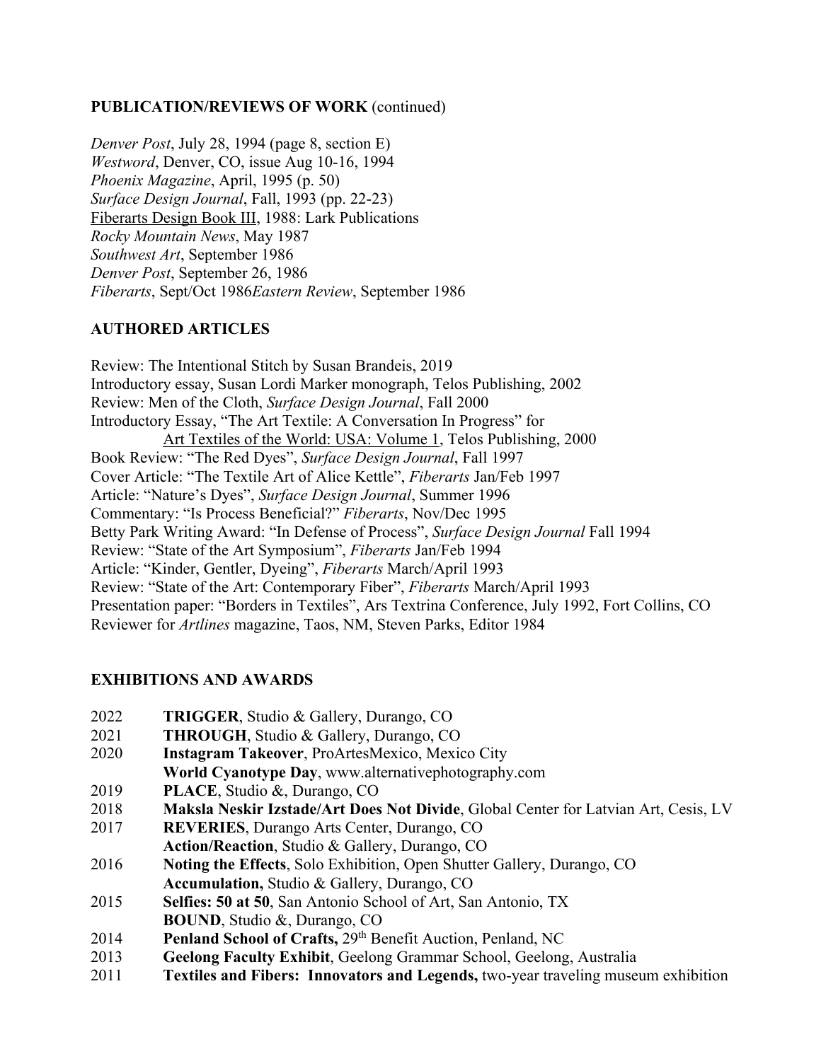**PUBLICATION/REVIEWS OF WORK** (continued)

*Denver Post*, July 28, 1994 (page 8, section E)
*Westword*, Denver, CO, issue Aug 10-16, 1994
*Phoenix Magazine*, April, 1995 (p. 50)
*Surface Design Journal*, Fall, 1993 (pp. 22-23)
Fiberarts Design Book III, 1988: Lark Publications
*Rocky Mountain News*, May 1987
*Southwest Art*, September 1986
*Denver Post*, September 26, 1986
*Fiberarts*, Sept/Oct 1986*Eastern Review*, September 1986

**AUTHORED ARTICLES**

Review: The Intentional Stitch by Susan Brandeis, 2019
Introductory essay, Susan Lordi Marker monograph, Telos Publishing, 2002
Review: Men of the Cloth, *Surface Design Journal*, Fall 2000
Introductory Essay, "The Art Textile: A Conversation In Progress" for
Art Textiles of the World: USA: Volume 1, Telos Publishing, 2000
Book Review: "The Red Dyes", *Surface Design Journal*, Fall 1997
Cover Article: "The Textile Art of Alice Kettle", *Fiberarts* Jan/Feb 1997
Article: "Nature's Dyes", *Surface Design Journal*, Summer 1996
Commentary: "Is Process Beneficial?" *Fiberarts*, Nov/Dec 1995
Betty Park Writing Award: "In Defense of Process", *Surface Design Journal* Fall 1994
Review: "State of the Art Symposium", *Fiberarts* Jan/Feb 1994
Article: "Kinder, Gentler, Dyeing", *Fiberarts* March/April 1993
Review: "State of the Art: Contemporary Fiber", *Fiberarts* March/April 1993
Presentation paper: "Borders in Textiles", Ars Textrina Conference, July 1992, Fort Collins, CO
Reviewer for *Artlines* magazine, Taos, NM, Steven Parks, Editor 1984

**EXHIBITIONS AND AWARDS**

2022 **TRIGGER**, Studio & Gallery, Durango, CO
2021 **THROUGH**, Studio & Gallery, Durango, CO
2020 **Instagram Takeover**, ProArtesMexico, Mexico City
**World Cyanotype Day**, www.alternativephotography.com
2019 **PLACE**, Studio &, Durango, CO
2018 **Maksla Neskir Izstade/Art Does Not Divide**, Global Center for Latvian Art, Cesis, LV
2017 **REVERIES**, Durango Arts Center, Durango, CO
**Action/Reaction**, Studio & Gallery, Durango, CO
2016 **Noting the Effects**, Solo Exhibition, Open Shutter Gallery, Durango, CO
**Accumulation,** Studio & Gallery, Durango, CO
2015 **Selfies: 50 at 50**, San Antonio School of Art, San Antonio, TX
**BOUND**, Studio &, Durango, CO
2014 **Penland School of Crafts,** 29th Benefit Auction, Penland, NC
2013 **Geelong Faculty Exhibit**, Geelong Grammar School, Geelong, Australia
2011 **Textiles and Fibers: Innovators and Legends,** two-year traveling museum exhibition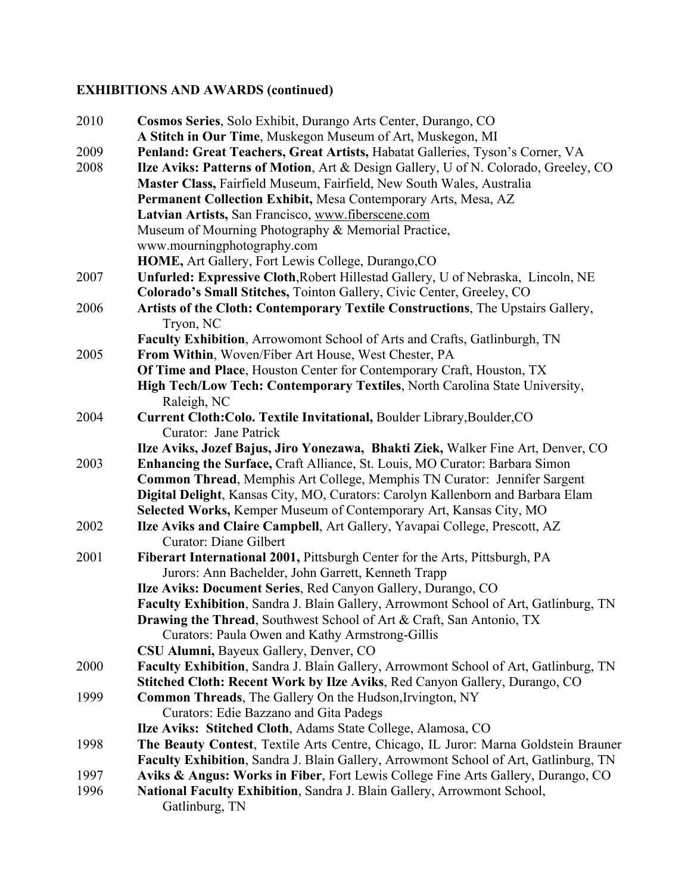**EXHIBITIONS AND AWARDS (continued)**

| | |
|---|---|
| 2010 | **Cosmos Series**, Solo Exhibit, Durango Arts Center, Durango, CO |
| | **A Stitch in Our Time**, Muskegon Museum of Art, Muskegon, MI |
| 2009 | **Penland: Great Teachers, Great Artists,** Habatat Galleries, Tyson's Corner, VA |
| 2008 | **Ilze Aviks: Patterns of Motion**, Art & Design Gallery, U of N. Colorado, Greeley, CO |
| | **Master Class,** Fairfield Museum, Fairfield, New South Wales, Australia |
| | **Permanent Collection Exhibit,** Mesa Contemporary Arts, Mesa, AZ |
| | **Latvian Artists,** San Francisco, www.fiberscene.com |
| | Museum of Mourning Photography & Memorial Practice, www.mourningphotography.com |
| | **HOME,** Art Gallery, Fort Lewis College, Durango,CO |
| 2007 | **Unfurled: Expressive Cloth**,Robert Hillestad Gallery, U of Nebraska, Lincoln, NE |
| | **Colorado's Small Stitches,** Tointon Gallery, Civic Center, Greeley, CO |
| 2006 | **Artists of the Cloth: Contemporary Textile Constructions**, The Upstairs Gallery, Tryon, NC |
| | **Faculty Exhibition**, Arrowomont School of Arts and Crafts, Gatlinburgh, TN |
| 2005 | **From Within**, Woven/Fiber Art House, West Chester, PA |
| | **Of Time and Place**, Houston Center for Contemporary Craft, Houston, TX |
| | **High Tech/Low Tech: Contemporary Textiles**, North Carolina State University, Raleigh, NC |
| 2004 | **Current Cloth:Colo. Textile Invitational,** Boulder Library,Boulder,CO<br>Curator: Jane Patrick |
| | **Ilze Aviks, Jozef Bajus, Jiro Yonezawa, Bhakti Ziek,** Walker Fine Art, Denver, CO |
| 2003 | **Enhancing the Surface,** Craft Alliance, St. Louis, MO Curator: Barbara Simon |
| | **Common Thread**, Memphis Art College, Memphis TN Curator: Jennifer Sargent |
| | **Digital Delight**, Kansas City, MO, Curators: Carolyn Kallenborn and Barbara Elam |
| | **Selected Works,** Kemper Museum of Contemporary Art, Kansas City, MO |
| 2002 | **Ilze Aviks and Claire Campbell**, Art Gallery, Yavapai College, Prescott, AZ<br>Curator: Diane Gilbert |
| 2001 | **Fiberart International 2001,** Pittsburgh Center for the Arts, Pittsburgh, PA<br>Jurors: Ann Bachelder, John Garrett, Kenneth Trapp |
| | **Ilze Aviks: Document Series**, Red Canyon Gallery, Durango, CO |
| | **Faculty Exhibition**, Sandra J. Blain Gallery, Arrowmont School of Art, Gatlinburg, TN |
| | **Drawing the Thread**, Southwest School of Art & Craft, San Antonio, TX<br>Curators: Paula Owen and Kathy Armstrong-Gillis |
| | **CSU Alumni,** Bayeux Gallery, Denver, CO |
| 2000 | **Faculty Exhibition**, Sandra J. Blain Gallery, Arrowmont School of Art, Gatlinburg, TN |
| | **Stitched Cloth: Recent Work by Ilze Aviks**, Red Canyon Gallery, Durango, CO |
| 1999 | **Common Threads**, The Gallery On the Hudson,Irvington, NY<br>Curators: Edie Bazzano and Gita Padegs |
| | **Ilze Aviks: Stitched Cloth**, Adams State College, Alamosa, CO |
| 1998 | **The Beauty Contest**, Textile Arts Centre, Chicago, IL Juror: Marna Goldstein Brauner |
| | **Faculty Exhibition**, Sandra J. Blain Gallery, Arrowmont School of Art, Gatlinburg, TN |
| 1997 | **Aviks & Angus: Works in Fiber**, Fort Lewis College Fine Arts Gallery, Durango, CO |
| 1996 | **National Faculty Exhibition**, Sandra J. Blain Gallery, Arrowmont School, Gatlinburg, TN |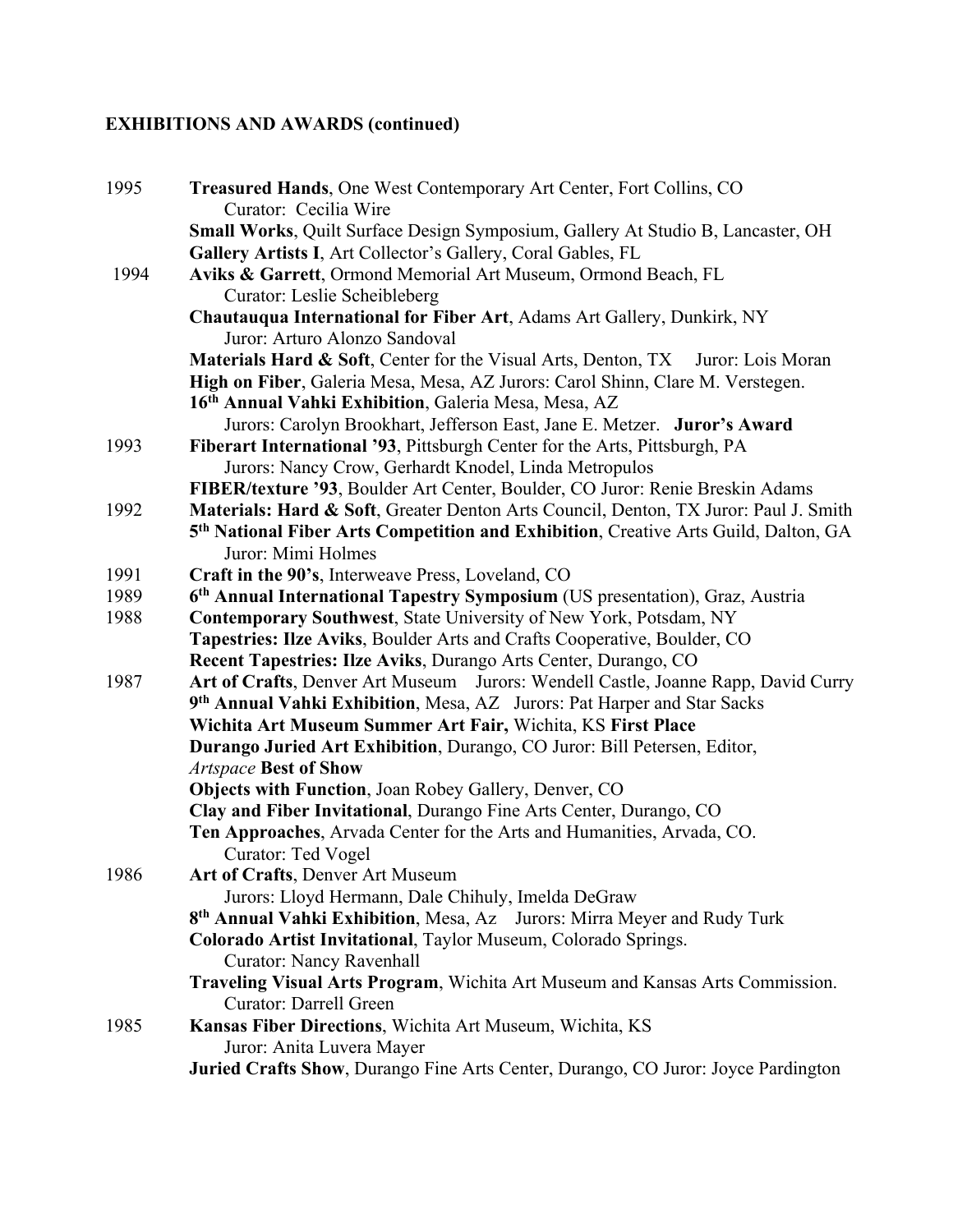**EXHIBITIONS AND AWARDS (continued)**

1995 **Treasured Hands**, One West Contemporary Art Center, Fort Collins, CO
Curator: Cecilia Wire
**Small Works**, Quilt Surface Design Symposium, Gallery At Studio B, Lancaster, OH
**Gallery Artists I**, Art Collector's Gallery, Coral Gables, FL

1994 **Aviks & Garrett**, Ormond Memorial Art Museum, Ormond Beach, FL
Curator: Leslie Scheibleberg
**Chautauqua International for Fiber Art**, Adams Art Gallery, Dunkirk, NY
Juror: Arturo Alonzo Sandoval
**Materials Hard & Soft**, Center for the Visual Arts, Denton, TX Juror: Lois Moran
**High on Fiber**, Galeria Mesa, Mesa, AZ Jurors: Carol Shinn, Clare M. Verstegen.
**16th Annual Vahki Exhibition**, Galeria Mesa, Mesa, AZ
Jurors: Carolyn Brookhart, Jefferson East, Jane E. Metzer. **Juror's Award**

1993 **Fiberart International '93**, Pittsburgh Center for the Arts, Pittsburgh, PA
Jurors: Nancy Crow, Gerhardt Knodel, Linda Metropulos
**FIBER/texture '93**, Boulder Art Center, Boulder, CO Juror: Renie Breskin Adams

1992 **Materials: Hard & Soft**, Greater Denton Arts Council, Denton, TX Juror: Paul J. Smith
**5th National Fiber Arts Competition and Exhibition**, Creative Arts Guild, Dalton, GA
Juror: Mimi Holmes

1991 **Craft in the 90's**, Interweave Press, Loveland, CO

1989 **6th Annual International Tapestry Symposium** (US presentation), Graz, Austria

1988 **Contemporary Southwest**, State University of New York, Potsdam, NY
**Tapestries: Ilze Aviks**, Boulder Arts and Crafts Cooperative, Boulder, CO
**Recent Tapestries: Ilze Aviks**, Durango Arts Center, Durango, CO

1987 **Art of Crafts**, Denver Art Museum Jurors: Wendell Castle, Joanne Rapp, David Curry
**9th Annual Vahki Exhibition**, Mesa, AZ Jurors: Pat Harper and Star Sacks
**Wichita Art Museum Summer Art Fair,** Wichita, KS **First Place**
**Durango Juried Art Exhibition**, Durango, CO Juror: Bill Petersen, Editor, *Artspace* **Best of Show**
**Objects with Function**, Joan Robey Gallery, Denver, CO
**Clay and Fiber Invitational**, Durango Fine Arts Center, Durango, CO
**Ten Approaches**, Arvada Center for the Arts and Humanities, Arvada, CO.
Curator: Ted Vogel

1986 **Art of Crafts**, Denver Art Museum
Jurors: Lloyd Hermann, Dale Chihuly, Imelda DeGraw
**8th Annual Vahki Exhibition**, Mesa, Az Jurors: Mirra Meyer and Rudy Turk
**Colorado Artist Invitational**, Taylor Museum, Colorado Springs.
Curator: Nancy Ravenhall
**Traveling Visual Arts Program**, Wichita Art Museum and Kansas Arts Commission.
Curator: Darrell Green

1985 **Kansas Fiber Directions**, Wichita Art Museum, Wichita, KS
Juror: Anita Luvera Mayer
**Juried Crafts Show**, Durango Fine Arts Center, Durango, CO Juror: Joyce Pardington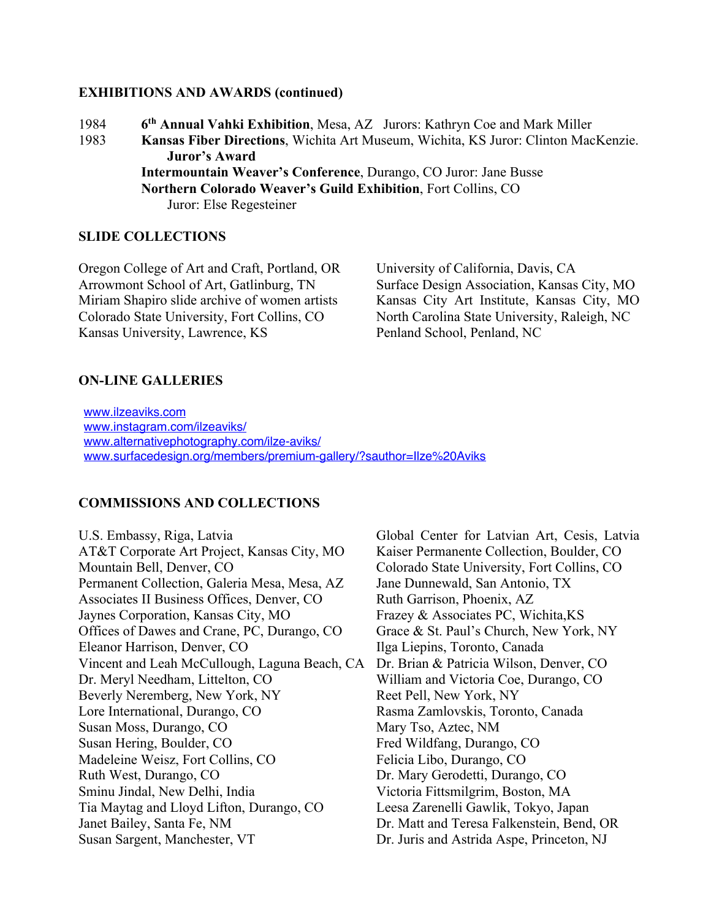**EXHIBITIONS AND AWARDS (continued)**

1984 **6th Annual Vahki Exhibition**, Mesa, AZ Jurors: Kathryn Coe and Mark Miller

1983 **Kansas Fiber Directions**, Wichita Art Museum, Wichita, KS Juror: Clinton MacKenzie.
**Juror's Award**
**Intermountain Weaver's Conference**, Durango, CO Juror: Jane Busse
**Northern Colorado Weaver's Guild Exhibition**, Fort Collins, CO
Juror: Else Regesteiner

**SLIDE COLLECTIONS**

Oregon College of Art and Craft, Portland, OR
Arrowmont School of Art, Gatlinburg, TN
Miriam Shapiro slide archive of women artists
Colorado State University, Fort Collins, CO
Kansas University, Lawrence, KS
University of California, Davis, CA
Surface Design Association, Kansas City, MO
Kansas City Art Institute, Kansas City, MO
North Carolina State University, Raleigh, NC
Penland School, Penland, NC

**ON-LINE GALLERIES**

www.ilzeaviks.com
www.instagram.com/ilzeaviks/
www.alternativephotography.com/ilze-aviks/
www.surfacedesign.org/members/premium-gallery/?sauthor=Ilze%20Aviks

**COMMISSIONS AND COLLECTIONS**

U.S. Embassy, Riga, Latvia
AT&T Corporate Art Project, Kansas City, MO
Mountain Bell, Denver, CO
Permanent Collection, Galeria Mesa, Mesa, AZ
Associates II Business Offices, Denver, CO
Jaynes Corporation, Kansas City, MO
Offices of Dawes and Crane, PC, Durango, CO
Eleanor Harrison, Denver, CO
Vincent and Leah McCullough, Laguna Beach, CA
Dr. Meryl Needham, Littelton, CO
Beverly Neremberg, New York, NY
Lore International, Durango, CO
Susan Moss, Durango, CO
Susan Hering, Boulder, CO
Madeleine Weisz, Fort Collins, CO
Ruth West, Durango, CO
Sminu Jindal, New Delhi, India
Tia Maytag and Lloyd Lifton, Durango, CO
Janet Bailey, Santa Fe, NM
Susan Sargent, Manchester, VT
Global Center for Latvian Art, Cesis, Latvia
Kaiser Permanente Collection, Boulder, CO
Colorado State University, Fort Collins, CO
Jane Dunnewald, San Antonio, TX
Ruth Garrison, Phoenix, AZ
Frazey & Associates PC, Wichita,KS
Grace & St. Paul's Church, New York, NY
Ilga Liepins, Toronto, Canada
Dr. Brian & Patricia Wilson, Denver, CO
William and Victoria Coe, Durango, CO
Reet Pell, New York, NY
Rasma Zamlovskis, Toronto, Canada
Mary Tso, Aztec, NM
Fred Wildfang, Durango, CO
Felicia Libo, Durango, CO
Dr. Mary Gerodetti, Durango, CO
Victoria Fittsmilgrim, Boston, MA
Leesa Zarenelli Gawlik, Tokyo, Japan
Dr. Matt and Teresa Falkenstein, Bend, OR
Dr. Juris and Astrida Aspe, Princeton, NJ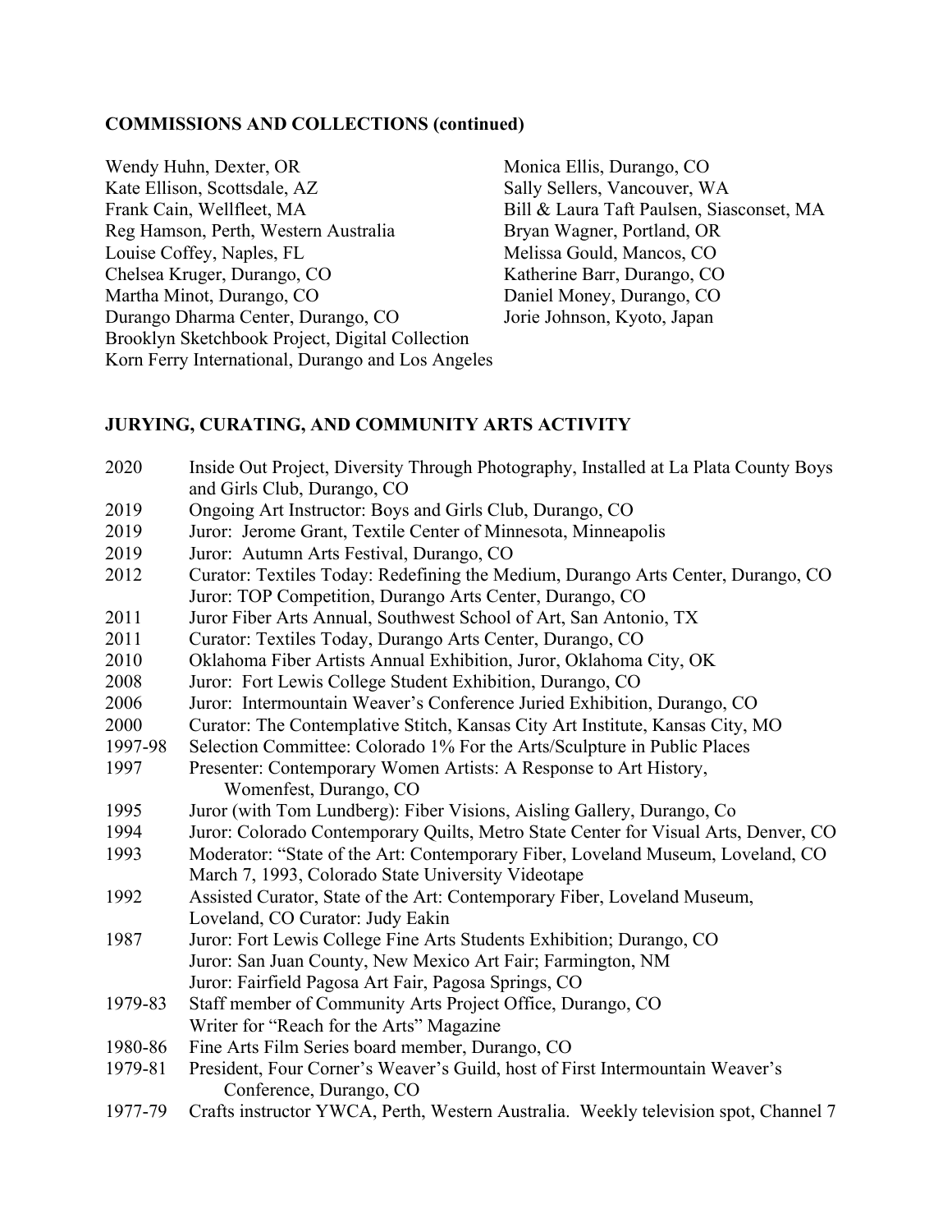**COMMISSIONS AND COLLECTIONS (continued)**

Wendy Huhn, Dexter, OR
Kate Ellison, Scottsdale, AZ
Frank Cain, Wellfleet, MA
Reg Hamson, Perth, Western Australia
Louise Coffey, Naples, FL
Chelsea Kruger, Durango, CO
Martha Minot, Durango, CO
Durango Dharma Center, Durango, CO
Brooklyn Sketchbook Project, Digital Collection
Korn Ferry International, Durango and Los Angeles
Monica Ellis, Durango, CO
Sally Sellers, Vancouver, WA
Bill & Laura Taft Paulsen, Siasconset, MA
Bryan Wagner, Portland, OR
Melissa Gould, Mancos, CO
Katherine Barr, Durango, CO
Daniel Money, Durango, CO
Jorie Johnson, Kyoto, Japan

**JURYING, CURATING, AND COMMUNITY ARTS ACTIVITY**

2020 Inside Out Project, Diversity Through Photography, Installed at La Plata County Boys and Girls Club, Durango, CO
2019 Ongoing Art Instructor: Boys and Girls Club, Durango, CO
2019 Juror: Jerome Grant, Textile Center of Minnesota, Minneapolis
2019 Juror: Autumn Arts Festival, Durango, CO
2012 Curator: Textiles Today: Redefining the Medium, Durango Arts Center, Durango, CO
Juror: TOP Competition, Durango Arts Center, Durango, CO
2011 Juror Fiber Arts Annual, Southwest School of Art, San Antonio, TX
2011 Curator: Textiles Today, Durango Arts Center, Durango, CO
2010 Oklahoma Fiber Artists Annual Exhibition, Juror, Oklahoma City, OK
2008 Juror: Fort Lewis College Student Exhibition, Durango, CO
2006 Juror: Intermountain Weaver's Conference Juried Exhibition, Durango, CO
2000 Curator: The Contemplative Stitch, Kansas City Art Institute, Kansas City, MO
1997-98 Selection Committee: Colorado 1% For the Arts/Sculpture in Public Places
1997 Presenter: Contemporary Women Artists: A Response to Art History, Womenfest, Durango, CO
1995 Juror (with Tom Lundberg): Fiber Visions, Aisling Gallery, Durango, Co
1994 Juror: Colorado Contemporary Quilts, Metro State Center for Visual Arts, Denver, CO
1993 Moderator: "State of the Art: Contemporary Fiber, Loveland Museum, Loveland, CO March 7, 1993, Colorado State University Videotape
1992 Assisted Curator, State of the Art: Contemporary Fiber, Loveland Museum, Loveland, CO Curator: Judy Eakin
1987 Juror: Fort Lewis College Fine Arts Students Exhibition; Durango, CO
Juror: San Juan County, New Mexico Art Fair; Farmington, NM
Juror: Fairfield Pagosa Art Fair, Pagosa Springs, CO
1979-83 Staff member of Community Arts Project Office, Durango, CO
Writer for "Reach for the Arts" Magazine
1980-86 Fine Arts Film Series board member, Durango, CO
1979-81 President, Four Corner's Weaver's Guild, host of First Intermountain Weaver's Conference, Durango, CO
1977-79 Crafts instructor YWCA, Perth, Western Australia. Weekly television spot, Channel 7